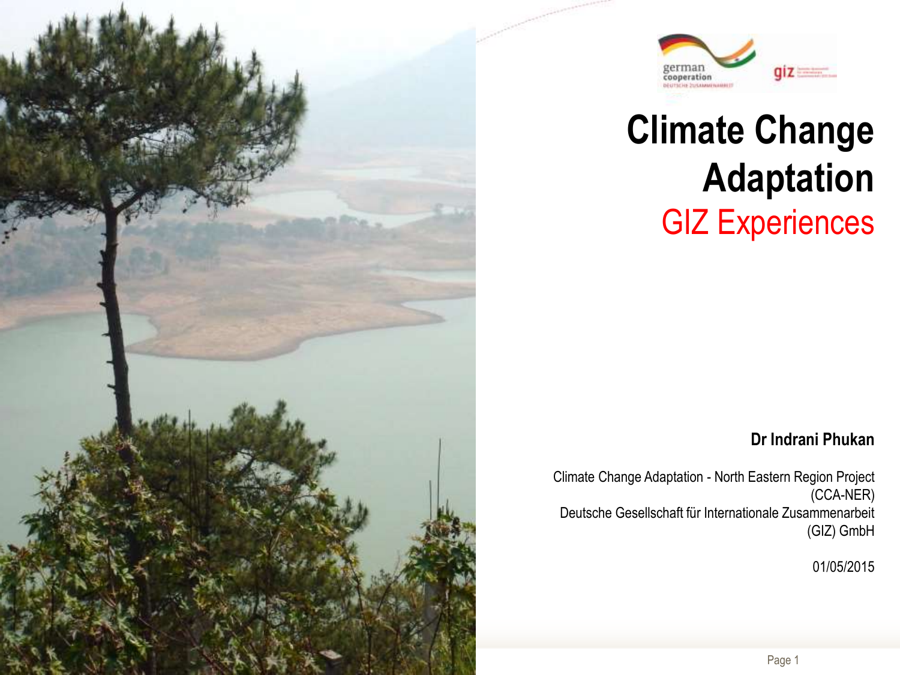# Climate Change Adaptation

## GIZ Experiences

**Dr Indrani Phukan**

Climate Change Adaptation - North Eastern Region Project (CCA-NER)
Deutsche Gesellschaft für Internationale Zusammenarbeit (GIZ) GmbH

01/05/2015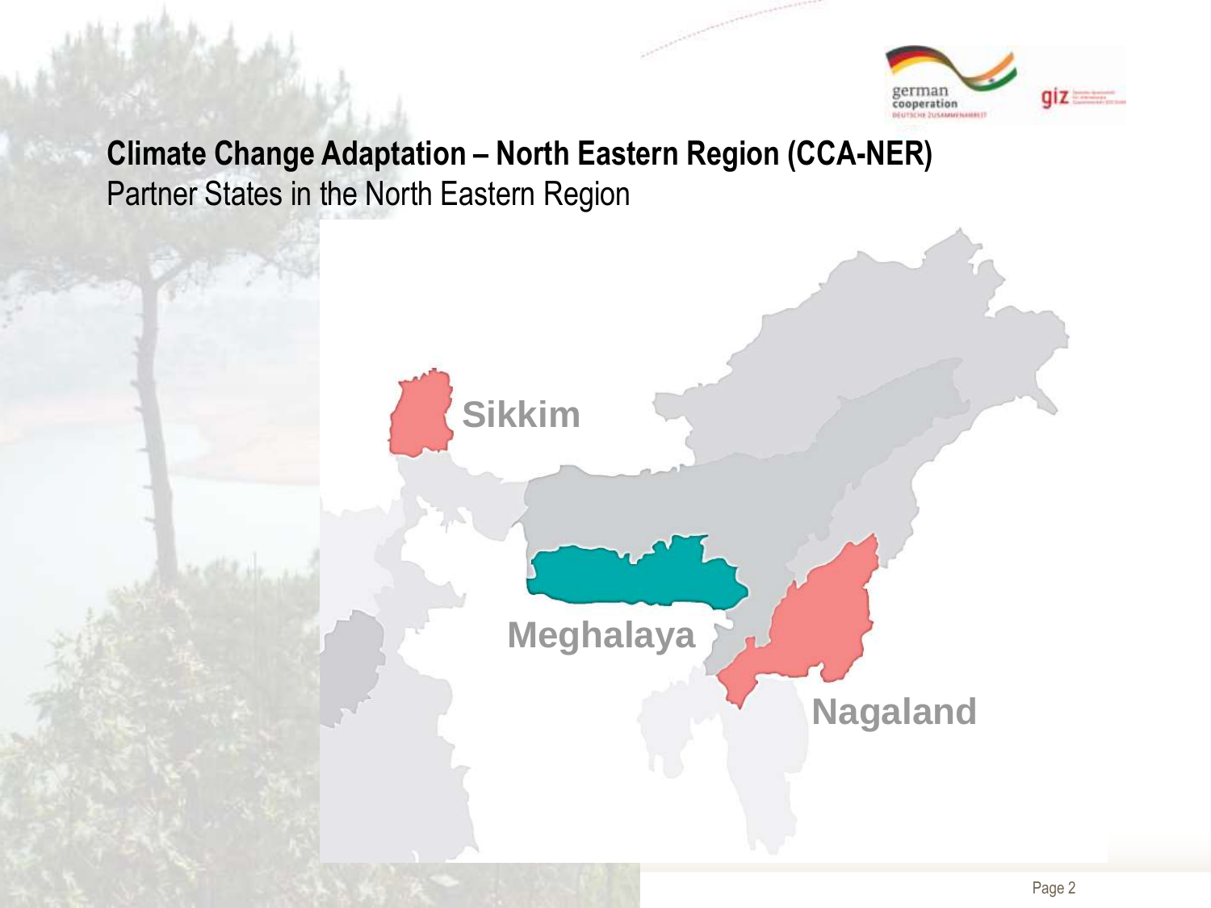## Climate Change Adaptation – North Eastern Region (CCA-NER)

Partner States in the North Eastern Region

Sikkim

Meghalaya

Nagaland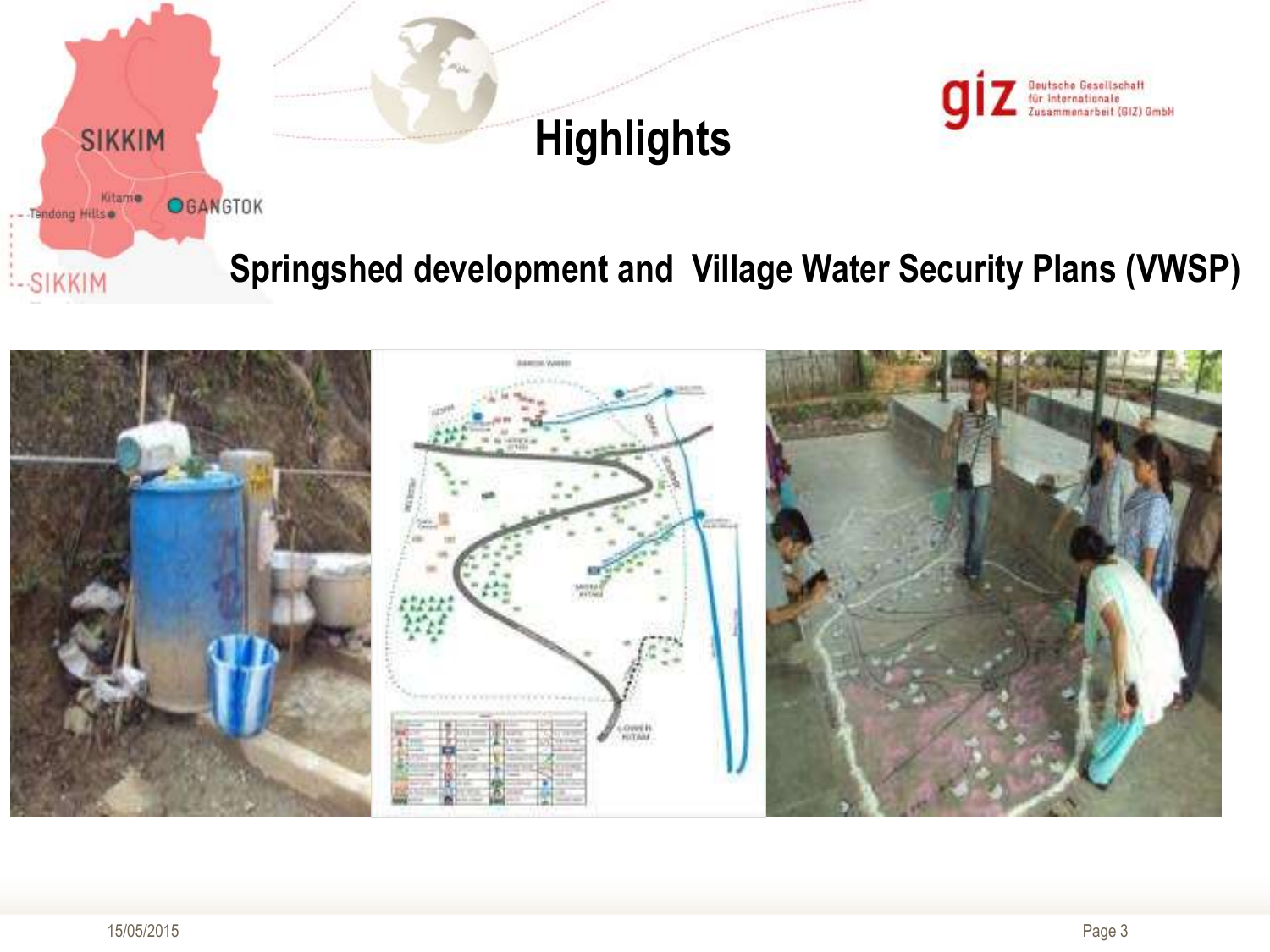# Highlights

## Springshed development and Village Water Security Plans (VWSP)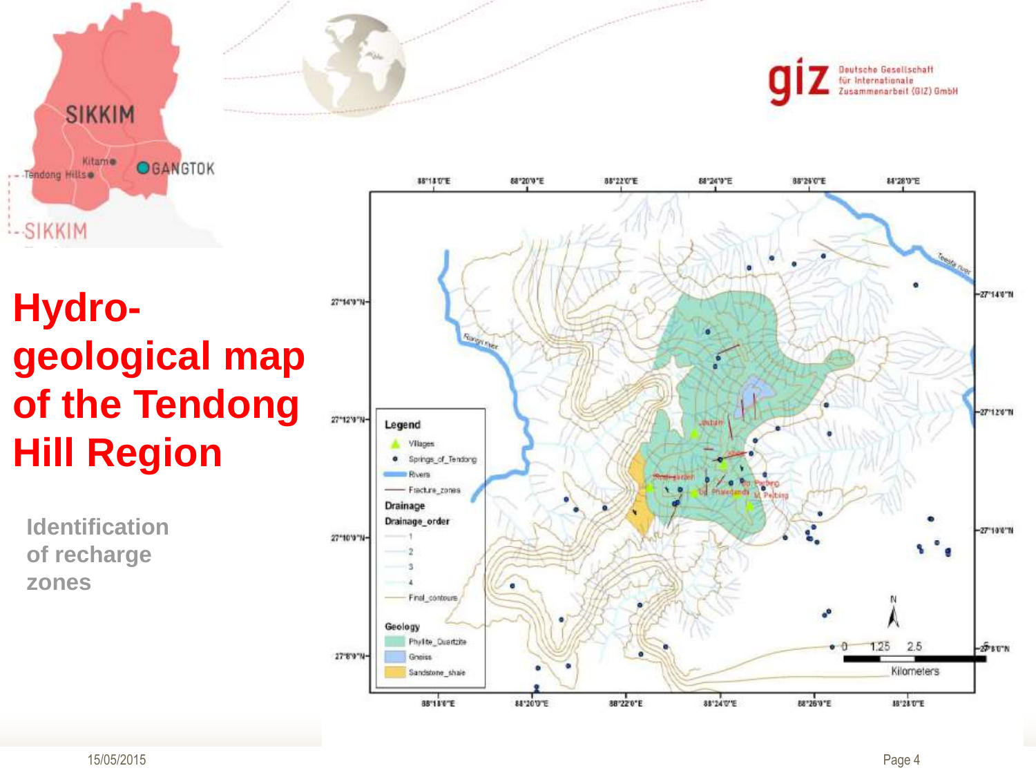# Hydro-geological map of the Tendong Hill Region

Identification of recharge zones

SIKKIM

Kitam

Tendong Hills

GANGTOK

SIKKIM

giz Deutsche Gesellschaft für Internationale Zusammenarbeit (GIZ) GmbH

Legend

- Villages
- Springs_of_Tendong
- Rivers
- Fracture_zones

Drainage

Drainage_order

- 1
- 2
- 3
- 4
- Final_contours

Geology

- Phyllite_Quartzite
- Gneiss
- Sandstone_shale

0 1.25 2.5 Kilometers

15/05/2015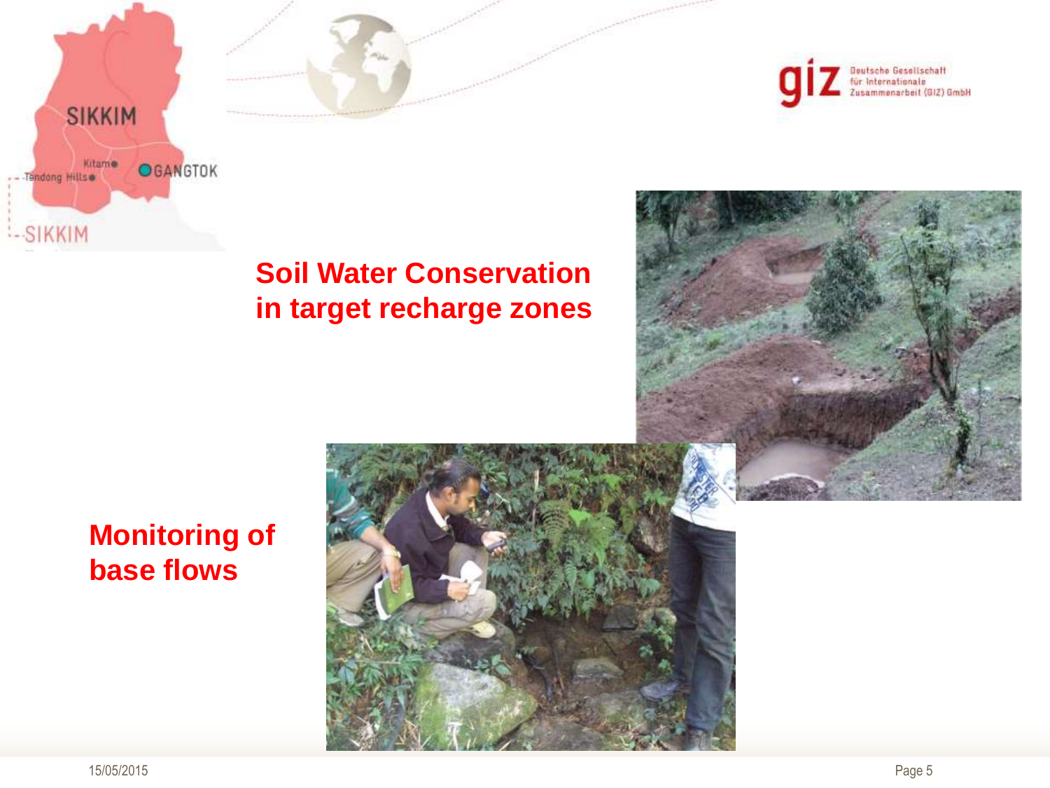## Soil Water Conservation in target recharge zones

## Monitoring of base flows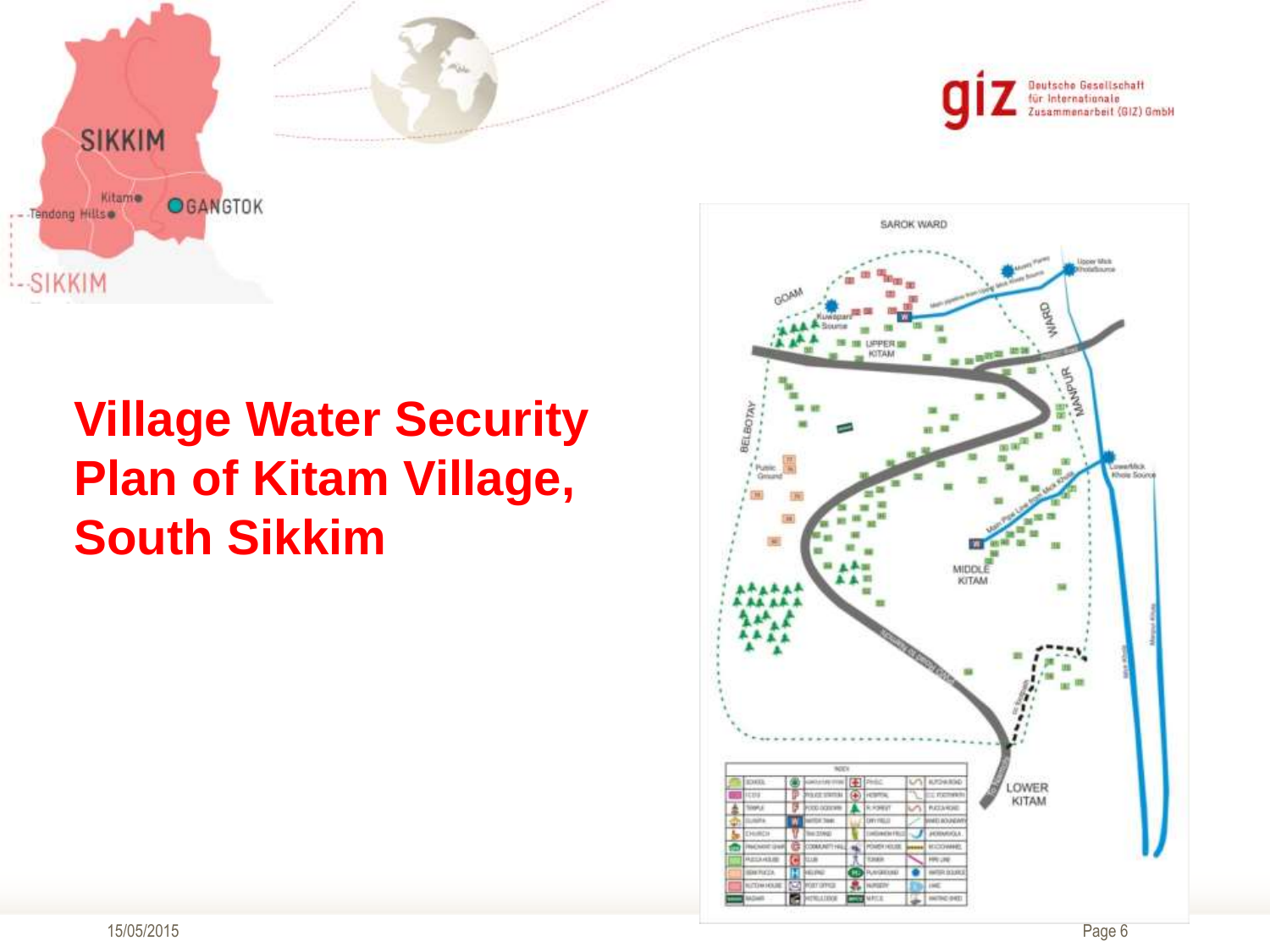# Village Water Security Plan of Kitam Village, South Sikkim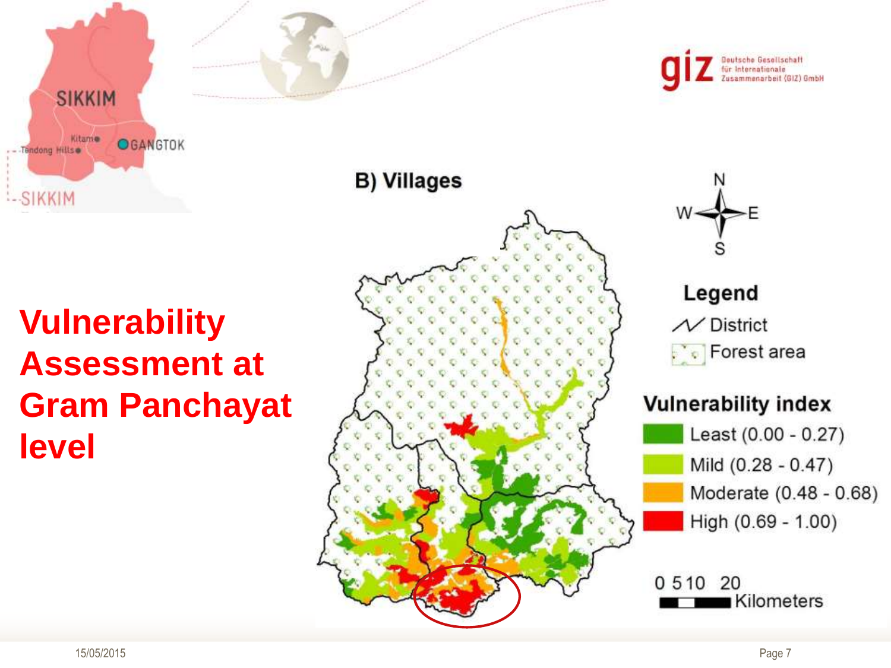# Vulnerability Assessment at Gram Panchayat level

SIKKIM

Kitam

Tendong Hills

GANGTOK

SIKKIM

giz Deutsche Gesellschaft für Internationale Zusammenarbeit (GIZ) GmbH

**B) Villages**

N

W E

S

**Legend**

District

Forest area

**Vulnerability index**

- Least (0.00 - 0.27)
- Mild (0.28 - 0.47)
- Moderate (0.48 - 0.68)
- High (0.69 - 1.00)

0 5 10 20 Kilometers

15/05/2015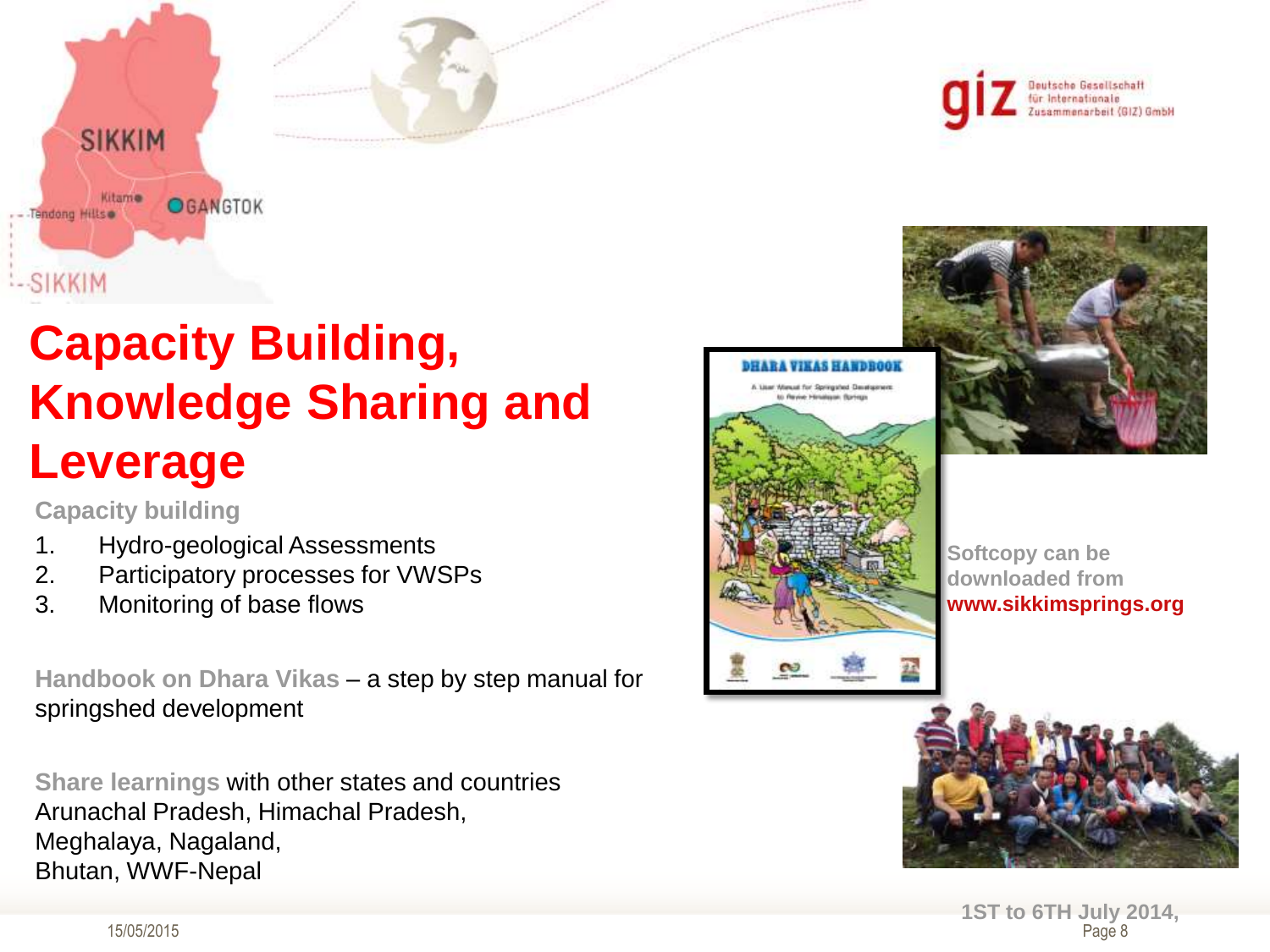# Capacity Building, Knowledge Sharing and Leverage

**Capacity building**

1. Hydro-geological Assessments
2. Participatory processes for VWSPs
3. Monitoring of base flows

**Handbook on Dhara Vikas** – a step by step manual for springshed development

**Share learnings** with other states and countries
Arunachal Pradesh, Himachal Pradesh,
Meghalaya, Nagaland,
Bhutan, WWF-Nepal

Softcopy can be downloaded from **www.sikkimsprings.org**

1ST to 6TH July 2014,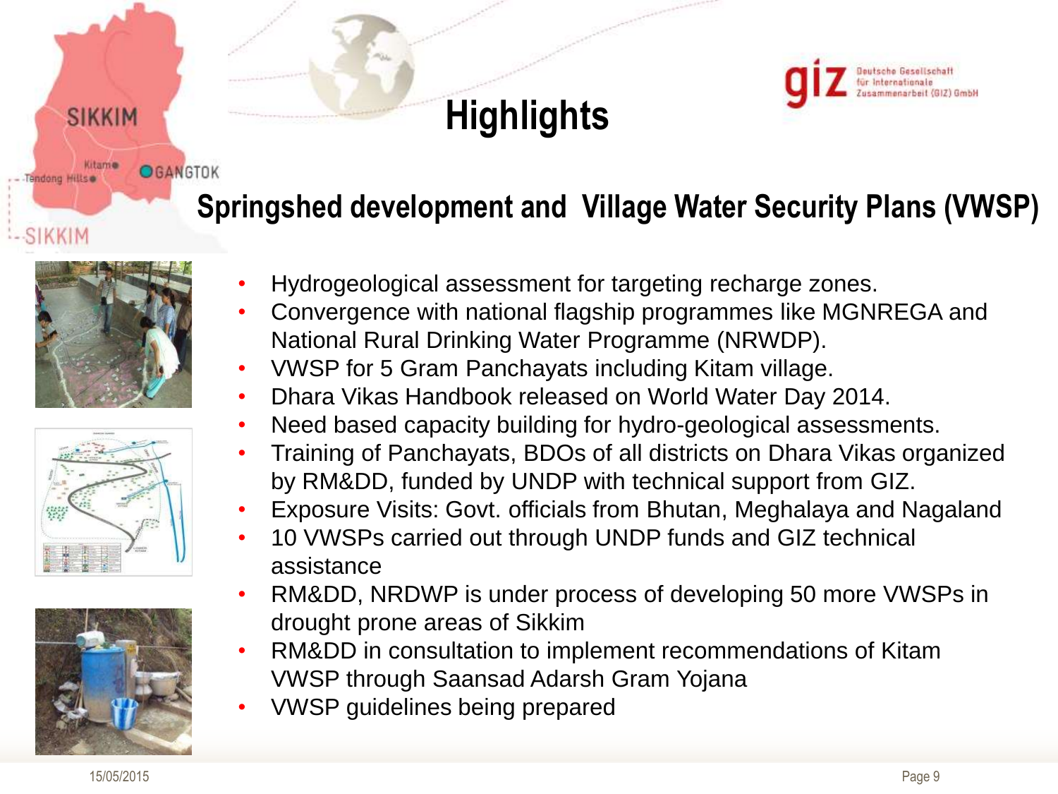# Highlights

## Springshed development and Village Water Security Plans (VWSP)

- Hydrogeological assessment for targeting recharge zones.
- Convergence with national flagship programmes like MGNREGA and National Rural Drinking Water Programme (NRWDP).
- VWSP for 5 Gram Panchayats including Kitam village.
- Dhara Vikas Handbook released on World Water Day 2014.
- Need based capacity building for hydro-geological assessments.
- Training of Panchayats, BDOs of all districts on Dhara Vikas organized by RM&DD, funded by UNDP with technical support from GIZ.
- Exposure Visits: Govt. officials from Bhutan, Meghalaya and Nagaland
- 10 VWSPs carried out through UNDP funds and GIZ technical assistance
- RM&DD, NRDWP is under process of developing 50 more VWSPs in drought prone areas of Sikkim
- RM&DD in consultation to implement recommendations of Kitam VWSP through Saansad Adarsh Gram Yojana
- VWSP guidelines being prepared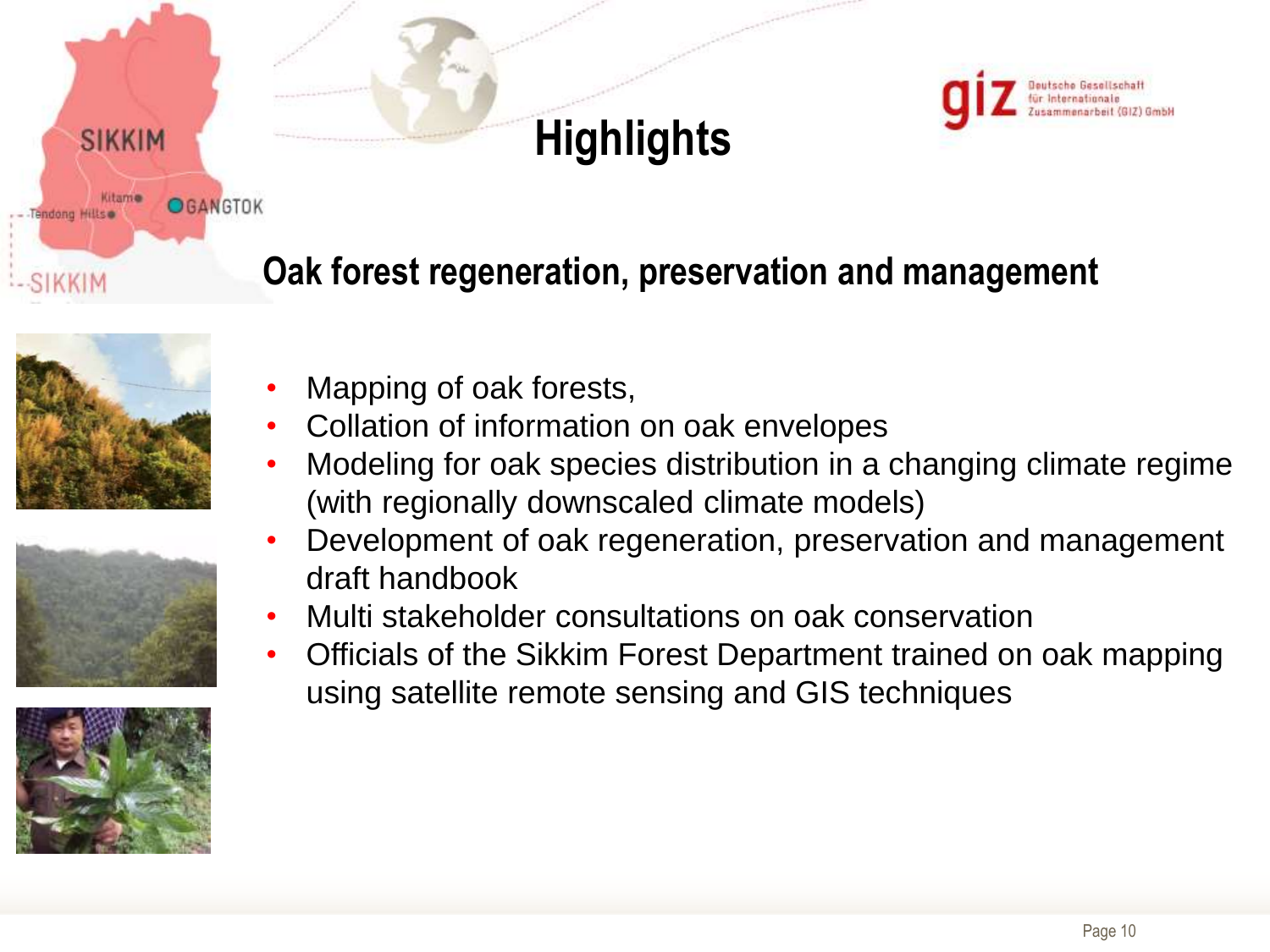# Highlights

## Oak forest regeneration, preservation and management

- Mapping of oak forests,
- Collation of information on oak envelopes
- Modeling for oak species distribution in a changing climate regime (with regionally downscaled climate models)
- Development of oak regeneration, preservation and management draft handbook
- Multi stakeholder consultations on oak conservation
- Officials of the Sikkim Forest Department trained on oak mapping using satellite remote sensing and GIS techniques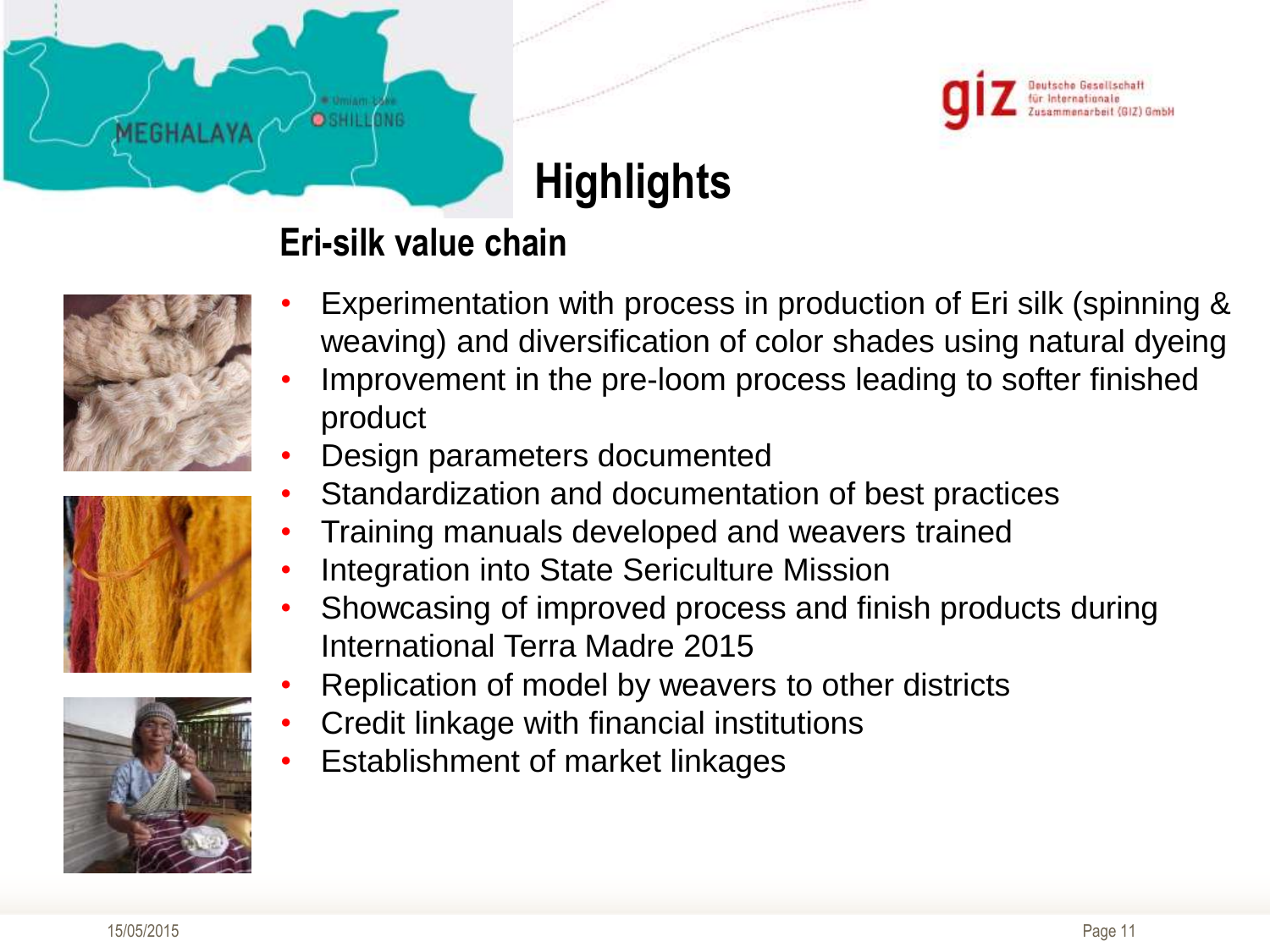# Highlights

## Eri-silk value chain

- Experimentation with process in production of Eri silk (spinning & weaving) and diversification of color shades using natural dyeing
- Improvement in the pre-loom process leading to softer finished product
- Design parameters documented
- Standardization and documentation of best practices
- Training manuals developed and weavers trained
- Integration into State Sericulture Mission
- Showcasing of improved process and finish products during International Terra Madre 2015
- Replication of model by weavers to other districts
- Credit linkage with financial institutions
- Establishment of market linkages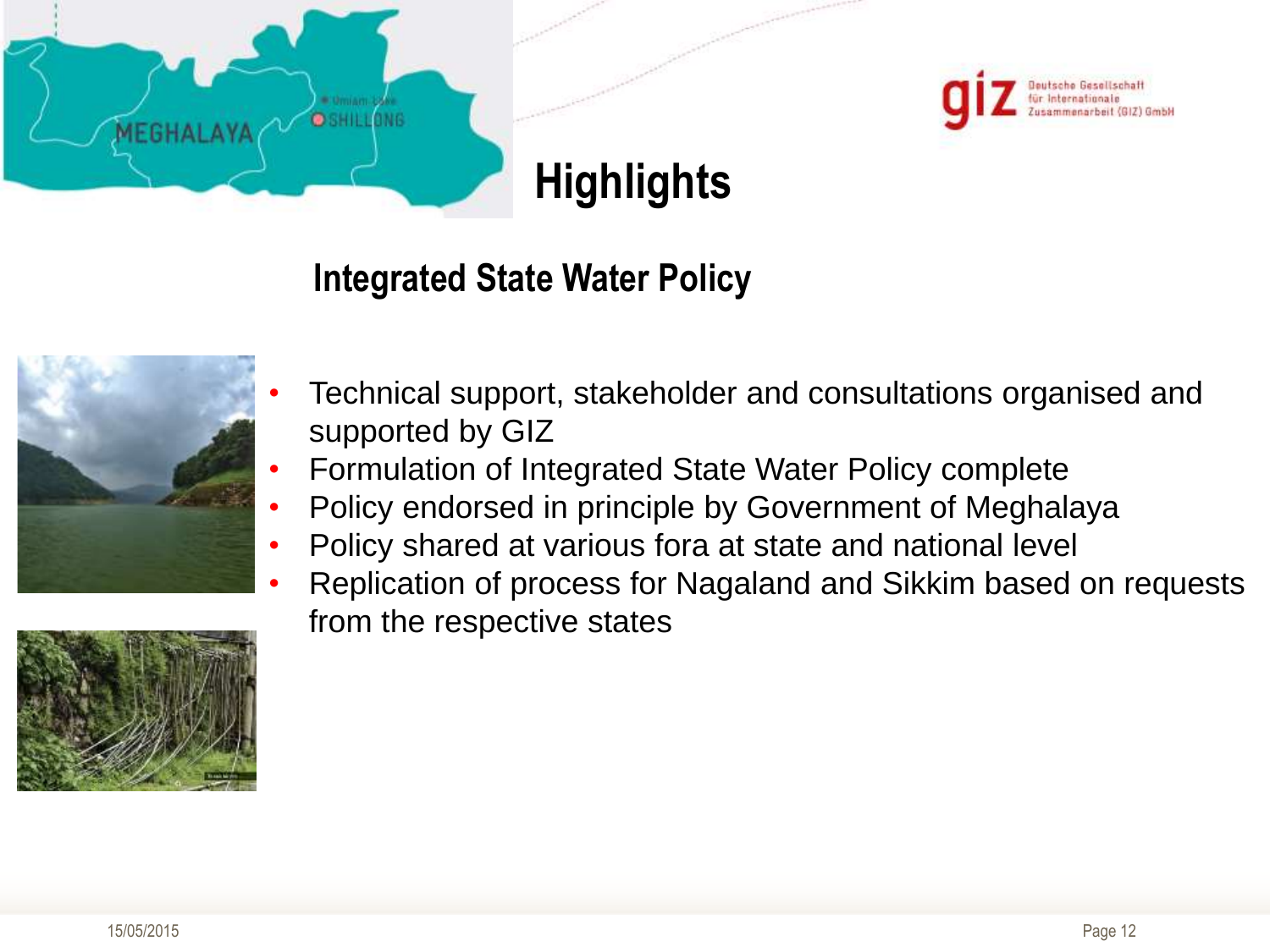# Highlights

## Integrated State Water Policy

- Technical support, stakeholder and consultations organised and supported by GIZ
- Formulation of Integrated State Water Policy complete
- Policy endorsed in principle by Government of Meghalaya
- Policy shared at various fora at state and national level
- Replication of process for Nagaland and Sikkim based on requests from the respective states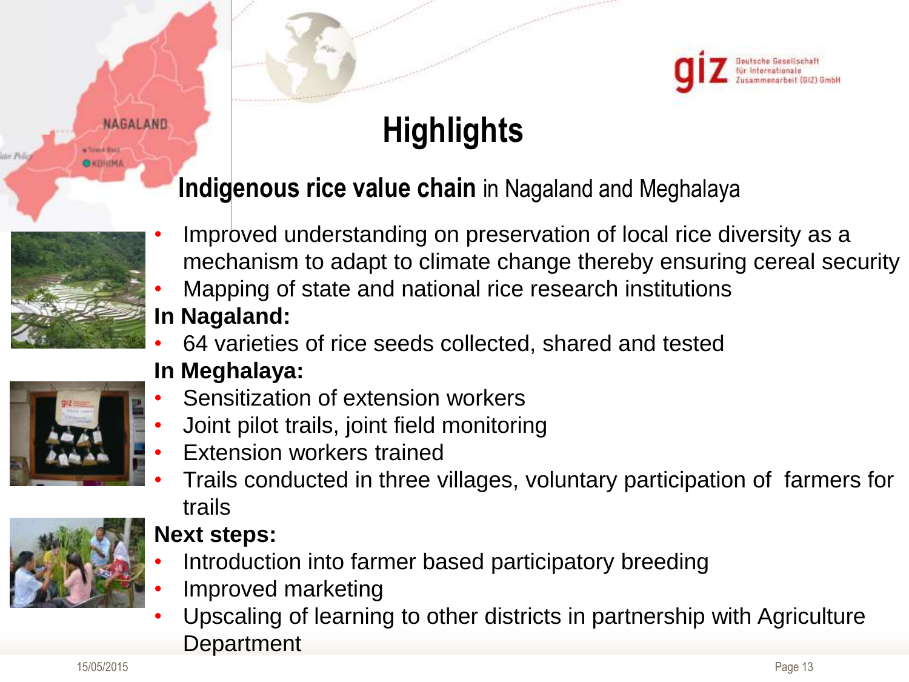# Highlights

## **Indigenous rice value chain** in Nagaland and Meghalaya

- Improved understanding on preservation of local rice diversity as a mechanism to adapt to climate change thereby ensuring cereal security
- Mapping of state and national rice research institutions

**In Nagaland:**

- 64 varieties of rice seeds collected, shared and tested

**In Meghalaya:**

- Sensitization of extension workers
- Joint pilot trails, joint field monitoring
- Extension workers trained
- Trails conducted in three villages, voluntary participation of farmers for trails

**Next steps:**

- Introduction into farmer based participatory breeding
- Improved marketing
- Upscaling of learning to other districts in partnership with Agriculture Department

15/05/2015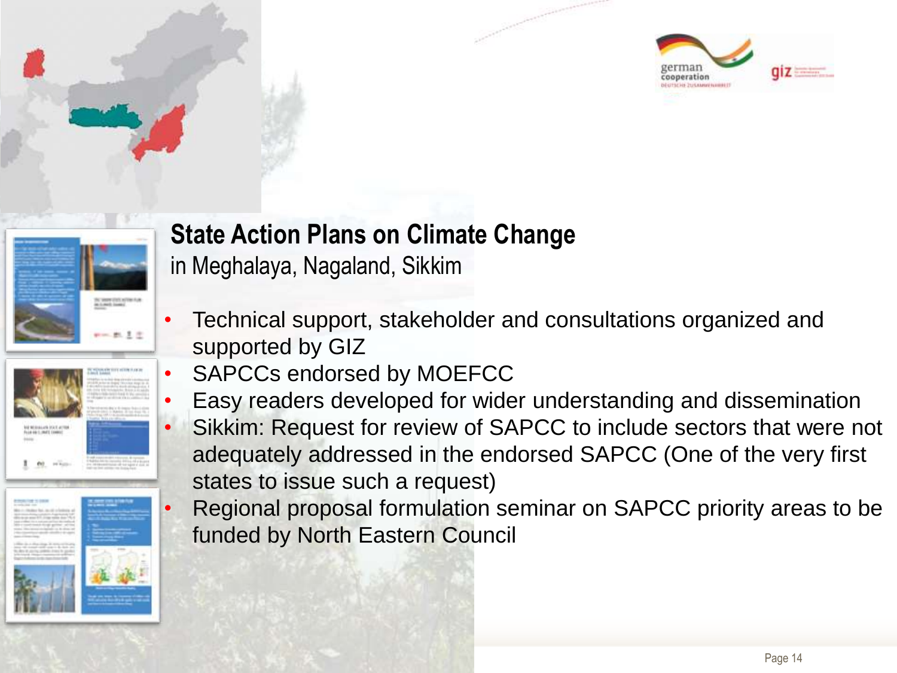## State Action Plans on Climate Change

in Meghalaya, Nagaland, Sikkim

- Technical support, stakeholder and consultations organized and supported by GIZ
- SAPCCs endorsed by MOEFCC
- Easy readers developed for wider understanding and dissemination
- Sikkim: Request for review of SAPCC to include sectors that were not adequately addressed in the endorsed SAPCC (One of the very first states to issue such a request)
- Regional proposal formulation seminar on SAPCC priority areas to be funded by North Eastern Council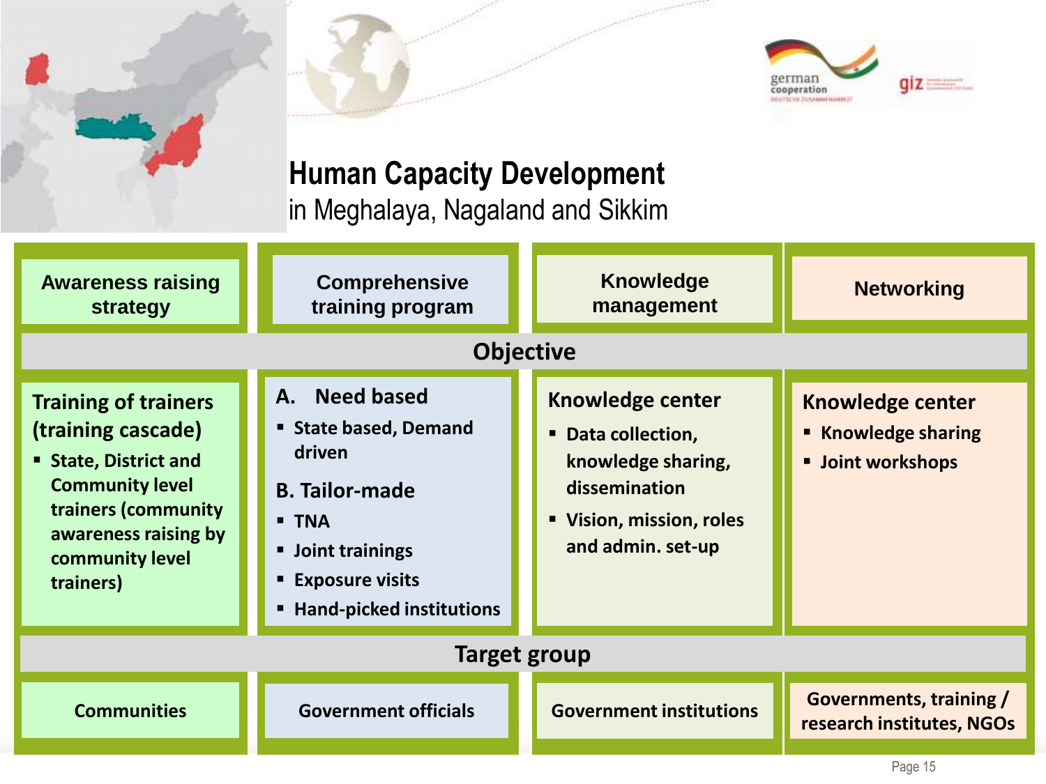# Human Capacity Development

in Meghalaya, Nagaland and Sikkim

| Awareness raising strategy | Comprehensive training program | Knowledge management | Networking |
|---|---|---|---|
| **Objective** | | | |
| **Training of trainers (training cascade)**<br>▪ State, District and Community level trainers (community awareness raising by community level trainers) | **A. Need based**<br>▪ State based, Demand driven<br>**B. Tailor-made**<br>▪ TNA<br>▪ Joint trainings<br>▪ Exposure visits<br>▪ Hand-picked institutions | **Knowledge center**<br>▪ Data collection, knowledge sharing, dissemination<br>▪ Vision, mission, roles and admin. set-up | **Knowledge center**<br>▪ Knowledge sharing<br>▪ Joint workshops |
| **Target group** | | | |
| Communities | Government officials | Government institutions | Governments, training / research institutes, NGOs |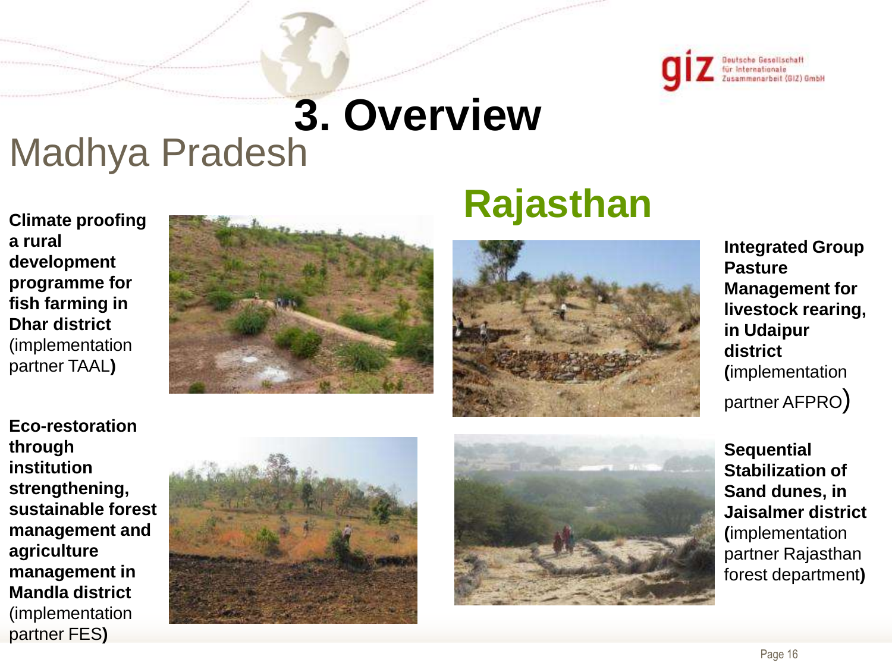# 3. Overview

## Madhya Pradesh

**Climate proofing a rural development programme for fish farming in Dhar district** (implementation partner TAAL**)**

**Eco-restoration through institution strengthening, sustainable forest management and agriculture management in Mandla district** (implementation partner FES**)**

## Rajasthan

**Integrated Group Pasture Management for livestock rearing, in Udaipur district (**implementation partner AFPRO)

**Sequential Stabilization of Sand dunes, in Jaisalmer district (**implementation partner Rajasthan forest department**)**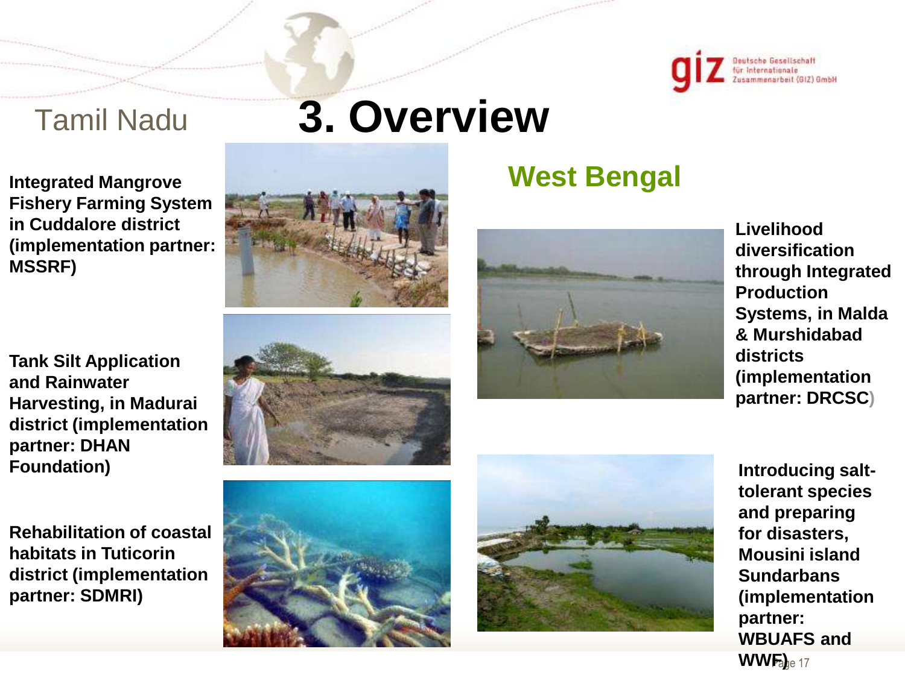# 3. Overview

## Tamil Nadu

**Integrated Mangrove Fishery Farming System in Cuddalore district (implementation partner: MSSRF)**

**Tank Silt Application and Rainwater Harvesting, in Madurai district (implementation partner: DHAN Foundation)**

**Rehabilitation of coastal habitats in Tuticorin district (implementation partner: SDMRI)**

## West Bengal

**Livelihood diversification through Integrated Production Systems, in Malda & Murshidabad districts (implementation partner: DRCSC)**

**Introducing salt-tolerant species and preparing for disasters, Mousini island Sundarbans (implementation partner: WBUAFS and WWF)**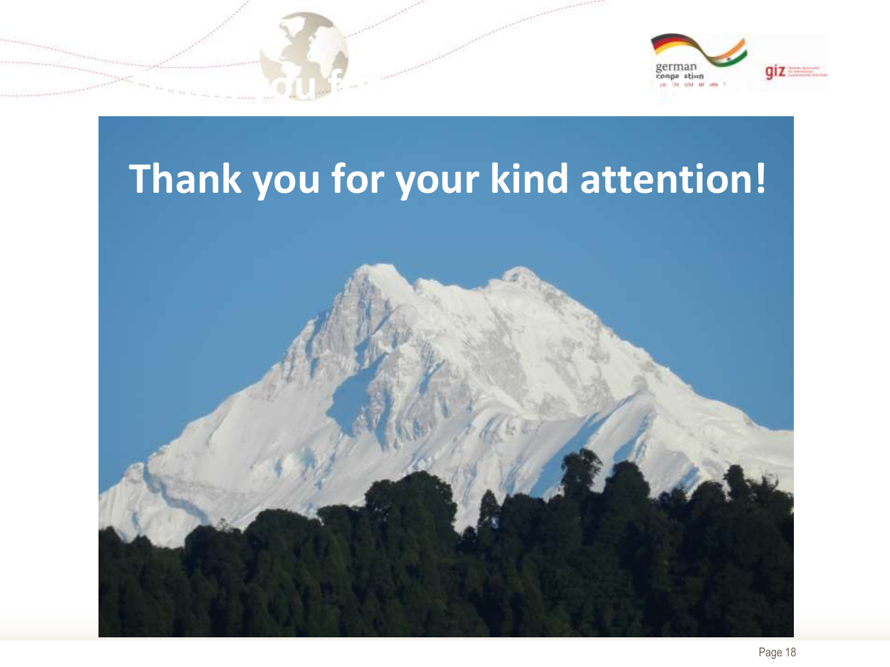# Thank you for your kind attention!